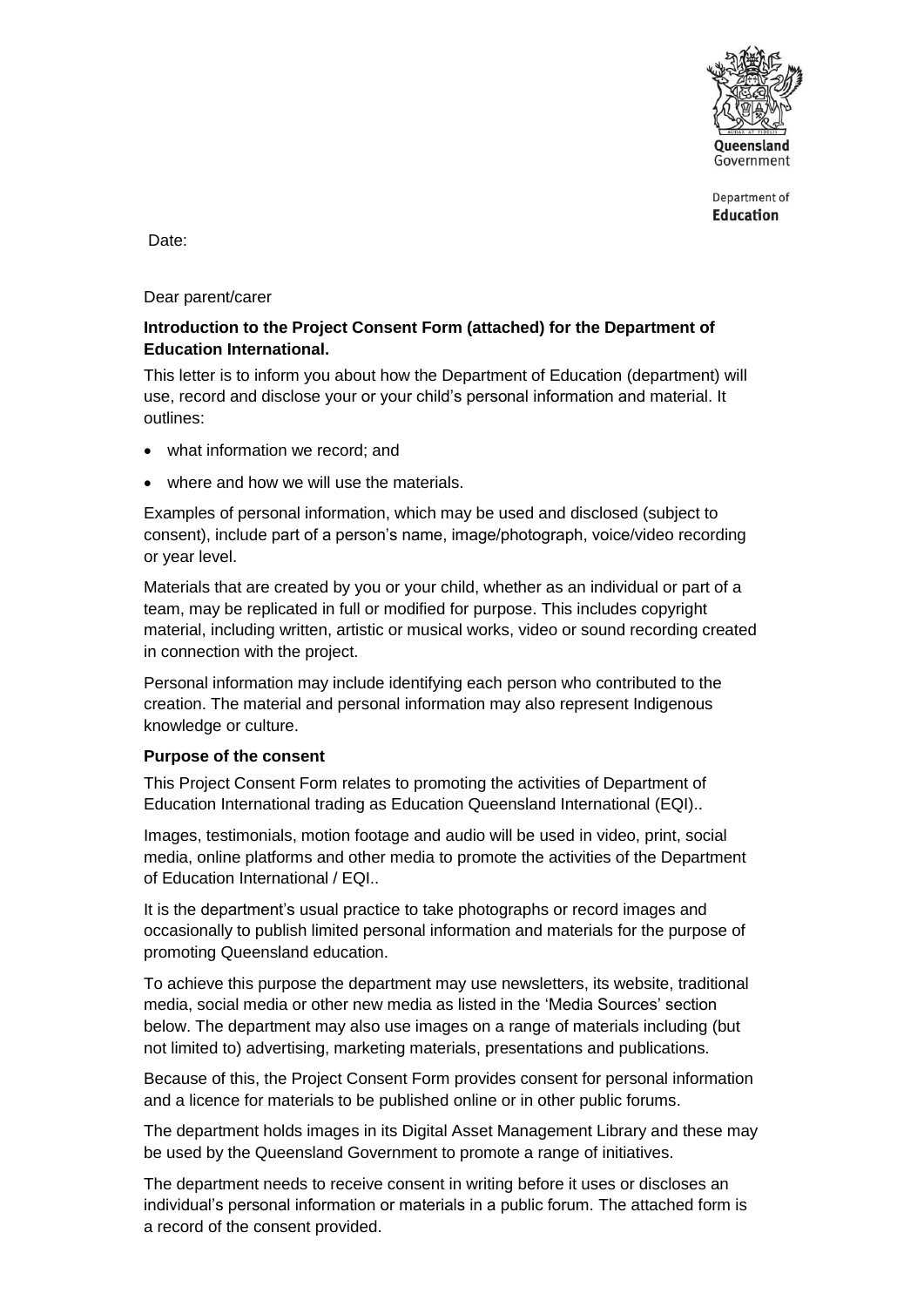Queensland Government

Department of **Education**

Date:

Dear parent/carer

**Introduction to the Project Consent Form (attached) for the Department of Education International.**

This letter is to inform you about how the Department of Education (department) will use, record and disclose your or your child's personal information and material. It outlines:

- what information we record; and
- where and how we will use the materials.

Examples of personal information, which may be used and disclosed (subject to consent), include part of a person's name, image/photograph, voice/video recording or year level.

Materials that are created by you or your child, whether as an individual or part of a team, may be replicated in full or modified for purpose. This includes copyright material, including written, artistic or musical works, video or sound recording created in connection with the project.

Personal information may include identifying each person who contributed to the creation. The material and personal information may also represent Indigenous knowledge or culture.

**Purpose of the consent**

This Project Consent Form relates to promoting the activities of Department of Education International trading as Education Queensland International (EQI)..

Images, testimonials, motion footage and audio will be used in video, print, social media, online platforms and other media to promote the activities of the Department of Education International / EQI..

It is the department's usual practice to take photographs or record images and occasionally to publish limited personal information and materials for the purpose of promoting Queensland education.

To achieve this purpose the department may use newsletters, its website, traditional media, social media or other new media as listed in the 'Media Sources' section below. The department may also use images on a range of materials including (but not limited to) advertising, marketing materials, presentations and publications.

Because of this, the Project Consent Form provides consent for personal information and a licence for materials to be published online or in other public forums.

The department holds images in its Digital Asset Management Library and these may be used by the Queensland Government to promote a range of initiatives.

The department needs to receive consent in writing before it uses or discloses an individual's personal information or materials in a public forum. The attached form is a record of the consent provided.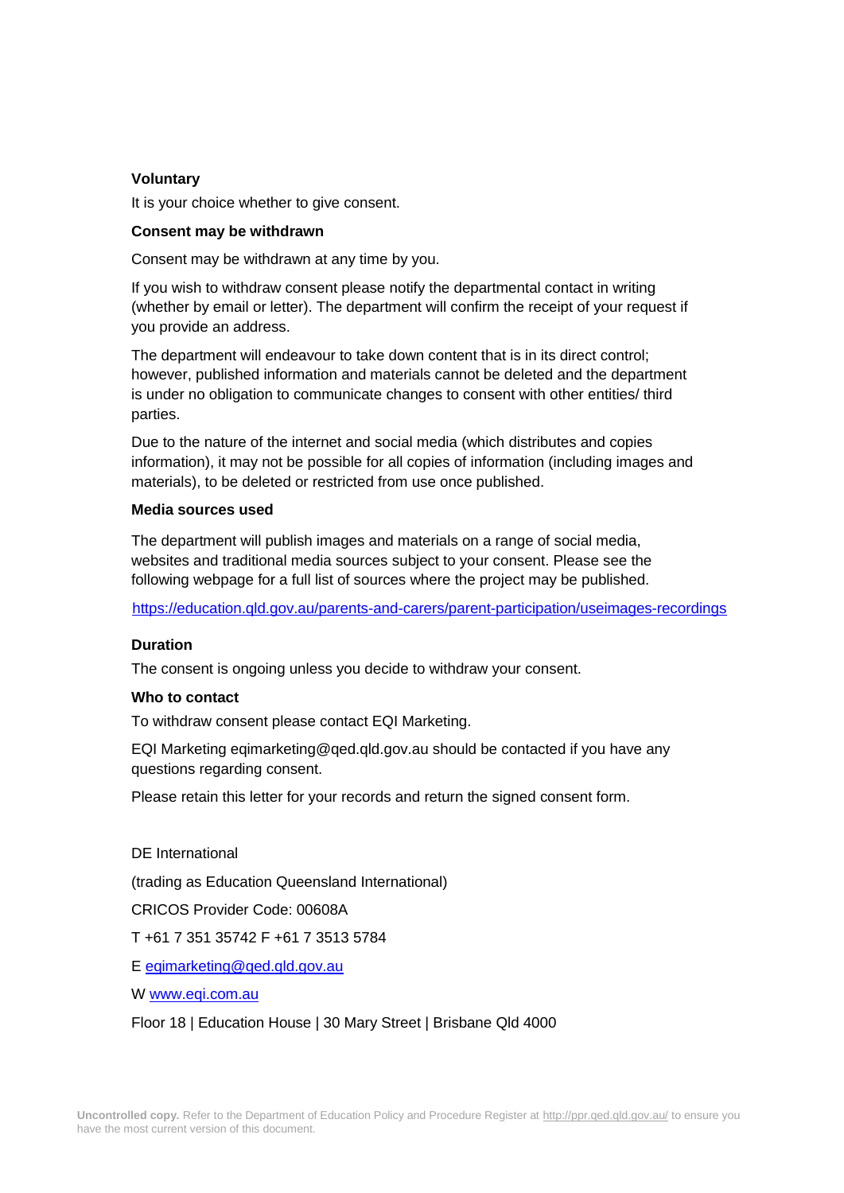**Voluntary**

It is your choice whether to give consent.

**Consent may be withdrawn**

Consent may be withdrawn at any time by you.

If you wish to withdraw consent please notify the departmental contact in writing (whether by email or letter). The department will confirm the receipt of your request if you provide an address.

The department will endeavour to take down content that is in its direct control; however, published information and materials cannot be deleted and the department is under no obligation to communicate changes to consent with other entities/ third parties.

Due to the nature of the internet and social media (which distributes and copies information), it may not be possible for all copies of information (including images and materials), to be deleted or restricted from use once published.

**Media sources used**

The department will publish images and materials on a range of social media, websites and traditional media sources subject to your consent. Please see the following webpage for a full list of sources where the project may be published.

https://education.qld.gov.au/parents-and-carers/parent-participation/useimages-recordings

**Duration**

The consent is ongoing unless you decide to withdraw your consent.

**Who to contact**

To withdraw consent please contact EQI Marketing.

EQI Marketing eqimarketing@qed.qld.gov.au should be contacted if you have any questions regarding consent.

Please retain this letter for your records and return the signed consent form.

DE International

(trading as Education Queensland International)

CRICOS Provider Code: 00608A

T +61 7 351 35742 F +61 7 3513 5784

E eqimarketing@qed.qld.gov.au

W www.eqi.com.au

Floor 18 | Education House | 30 Mary Street | Brisbane Qld 4000

**Uncontrolled copy.** Refer to the Department of Education Policy and Procedure Register at http://ppr.qed.qld.gov.au/ to ensure you have the most current version of this document.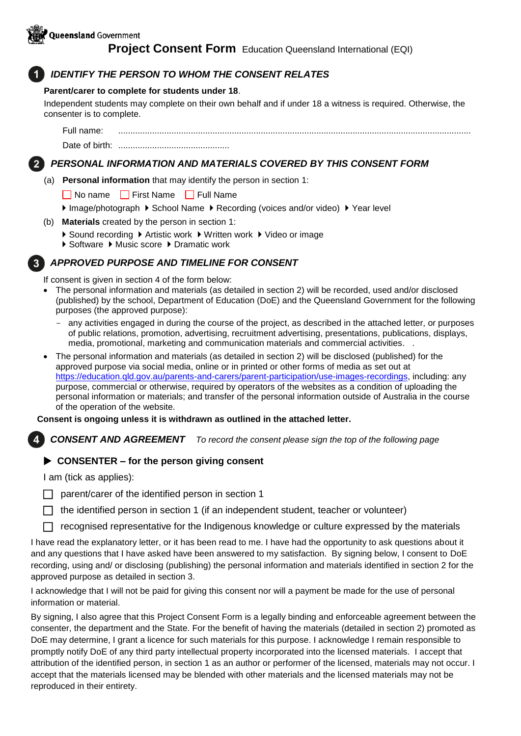Queensland Government

# Project Consent Form Education Queensland International (EQI)

## 1 *IDENTIFY THE PERSON TO WHOM THE CONSENT RELATES*

**Parent/carer to complete for students under 18**.

Independent students may complete on their own behalf and if under 18 a witness is required. Otherwise, the consenter is to complete.

Full name: ..............................................................................................................................................

Date of birth: ..............................................

## 2 *PERSONAL INFORMATION AND MATERIALS COVERED BY THIS CONSENT FORM*

(a) **Personal information** that may identify the person in section 1:

☐ No name ☐ First Name ☐ Full Name

▸ Image/photograph ▸ School Name ▸ Recording (voices and/or video) ▸ Year level

(b) **Materials** created by the person in section 1:

▸ Sound recording ▸ Artistic work ▸ Written work ▸ Video or image
▸ Software ▸ Music score ▸ Dramatic work

## 3 *APPROVED PURPOSE AND TIMELINE FOR CONSENT*

If consent is given in section 4 of the form below:

- The personal information and materials (as detailed in section 2) will be recorded, used and/or disclosed (published) by the school, Department of Education (DoE) and the Queensland Government for the following purposes (the approved purpose):
  - any activities engaged in during the course of the project, as described in the attached letter, or purposes of public relations, promotion, advertising, recruitment advertising, presentations, publications, displays, media, promotional, marketing and communication materials and commercial activities. .
- The personal information and materials (as detailed in section 2) will be disclosed (published) for the approved purpose via social media, online or in printed or other forms of media as set out at https://education.qld.gov.au/parents-and-carers/parent-participation/use-images-recordings, including: any purpose, commercial or otherwise, required by operators of the websites as a condition of uploading the personal information or materials; and transfer of the personal information outside of Australia in the course of the operation of the website.

**Consent is ongoing unless it is withdrawn as outlined in the attached letter.**

## 4 *CONSENT AND AGREEMENT* *To record the consent please sign the top of the following page*

### ▶ CONSENTER – for the person giving consent

I am (tick as applies):

☐ parent/carer of the identified person in section 1

☐ the identified person in section 1 (if an independent student, teacher or volunteer)

☐ recognised representative for the Indigenous knowledge or culture expressed by the materials

I have read the explanatory letter, or it has been read to me. I have had the opportunity to ask questions about it and any questions that I have asked have been answered to my satisfaction. By signing below, I consent to DoE recording, using and/ or disclosing (publishing) the personal information and materials identified in section 2 for the approved purpose as detailed in section 3.

I acknowledge that I will not be paid for giving this consent nor will a payment be made for the use of personal information or material.

By signing, I also agree that this Project Consent Form is a legally binding and enforceable agreement between the consenter, the department and the State. For the benefit of having the materials (detailed in section 2) promoted as DoE may determine, I grant a licence for such materials for this purpose. I acknowledge I remain responsible to promptly notify DoE of any third party intellectual property incorporated into the licensed materials. I accept that attribution of the identified person, in section 1 as an author or performer of the licensed, materials may not occur. I accept that the materials licensed may be blended with other materials and the licensed materials may not be reproduced in their entirety.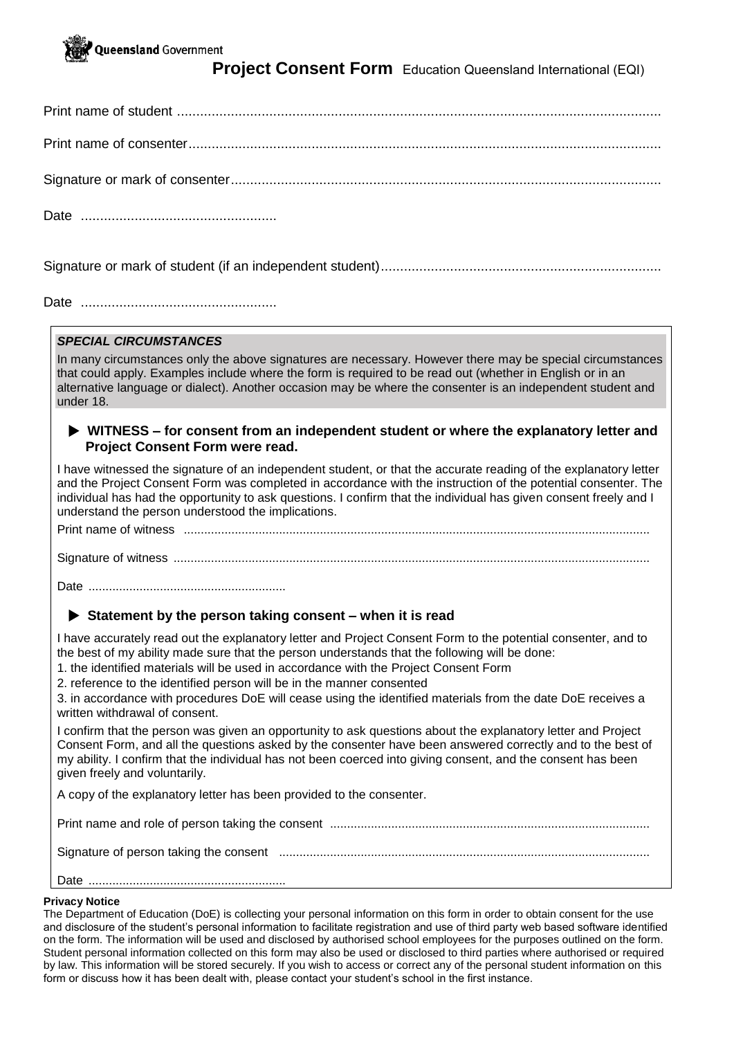Queensland Government

# Project Consent Form Education Queensland International (EQI)

Print name of student ..............................................................................................................................

Print name of consenter..........................................................................................................................

Signature or mark of consenter................................................................................................................

Date ....................................................

Signature or mark of student (if an independent student).........................................................................

Date ....................................................

***SPECIAL CIRCUMSTANCES***

In many circumstances only the above signatures are necessary. However there may be special circumstances that could apply. Examples include where the form is required to be read out (whether in English or in an alternative language or dialect). Another occasion may be where the consenter is an independent student and under 18.

### ▶ WITNESS – for consent from an independent student or where the explanatory letter and Project Consent Form were read.

I have witnessed the signature of an independent student, or that the accurate reading of the explanatory letter and the Project Consent Form was completed in accordance with the instruction of the potential consenter. The individual has had the opportunity to ask questions. I confirm that the individual has given consent freely and I understand the person understood the implications.

Print name of witness .......................................................................................................................................

Signature of witness ..........................................................................................................................................

Date ..........................................................

### ▶ Statement by the person taking consent – when it is read

I have accurately read out the explanatory letter and Project Consent Form to the potential consenter, and to the best of my ability made sure that the person understands that the following will be done:

1. the identified materials will be used in accordance with the Project Consent Form
2. reference to the identified person will be in the manner consented
3. in accordance with procedures DoE will cease using the identified materials from the date DoE receives a written withdrawal of consent.

I confirm that the person was given an opportunity to ask questions about the explanatory letter and Project Consent Form, and all the questions asked by the consenter have been answered correctly and to the best of my ability. I confirm that the individual has not been coerced into giving consent, and the consent has been given freely and voluntarily.

A copy of the explanatory letter has been provided to the consenter.

Print name and role of person taking the consent .............................................................................................

Signature of person taking the consent ...........................................................................................................

Date ..........................................................

**Privacy Notice**

The Department of Education (DoE) is collecting your personal information on this form in order to obtain consent for the use and disclosure of the student's personal information to facilitate registration and use of third party web based software identified on the form. The information will be used and disclosed by authorised school employees for the purposes outlined on the form. Student personal information collected on this form may also be used or disclosed to third parties where authorised or required by law. This information will be stored securely. If you wish to access or correct any of the personal student information on this form or discuss how it has been dealt with, please contact your student's school in the first instance.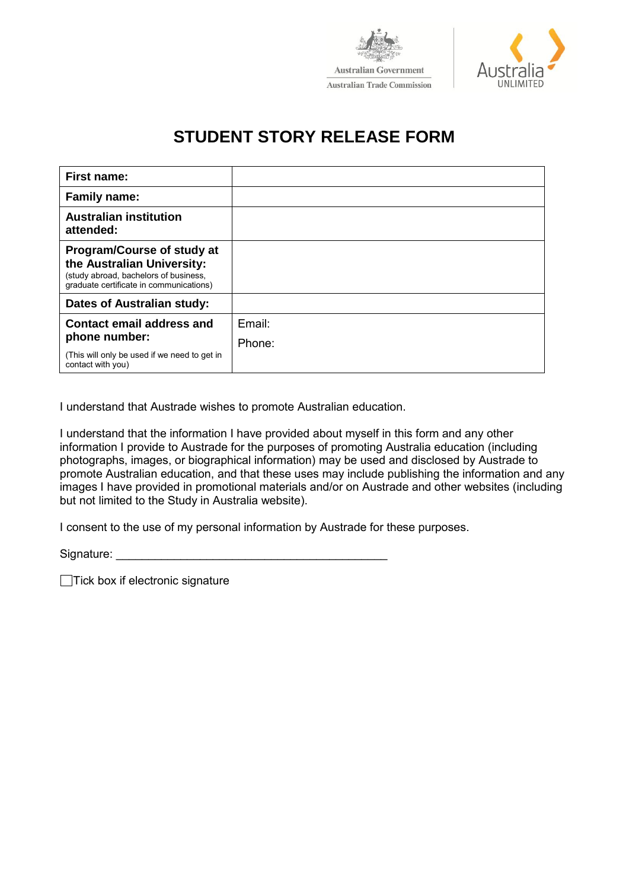Australian Government
Australian Trade Commission

Australia UNLIMITED

# STUDENT STORY RELEASE FORM

| | |
|---|---|
| **First name:** | |
| **Family name:** | |
| **Australian institution attended:** | |
| **Program/Course of study at the Australian University:** (study abroad, bachelors of business, graduate certificate in communications) | |
| **Dates of Australian study:** | |
| **Contact email address and phone number:** (This will only be used if we need to get in contact with you) | Email: Phone: |

I understand that Austrade wishes to promote Australian education.

I understand that the information I have provided about myself in this form and any other information I provide to Austrade for the purposes of promoting Australia education (including photographs, images, or biographical information) may be used and disclosed by Austrade to promote Australian education, and that these uses may include publishing the information and any images I have provided in promotional materials and/or on Austrade and other websites (including but not limited to the Study in Australia website).

I consent to the use of my personal information by Austrade for these purposes.

Signature: ___________________________________________

☐ Tick box if electronic signature